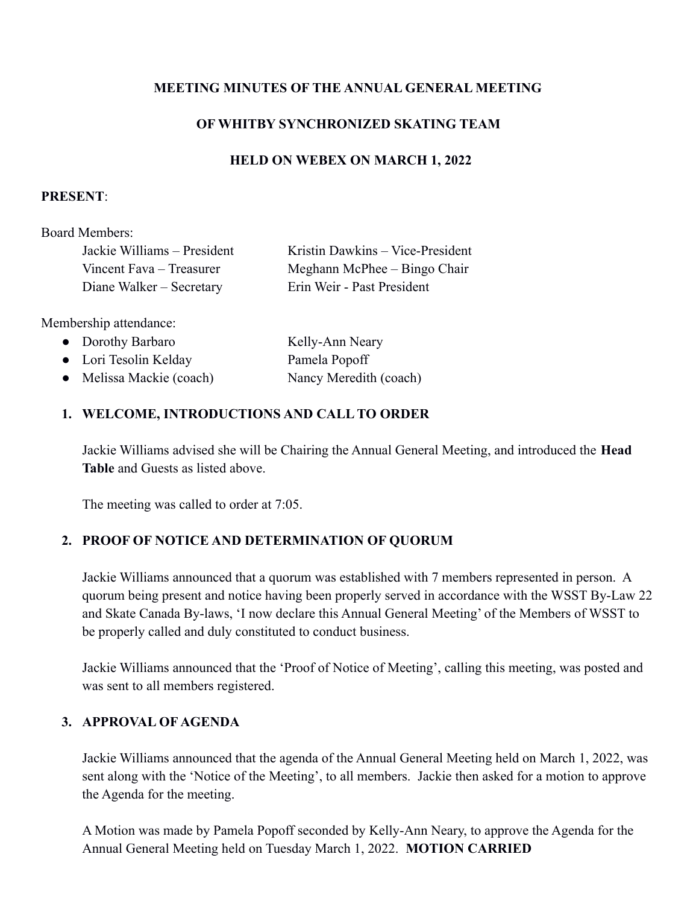# MEETING MINUTES OF THE ANNUAL GENERAL MEETING

# OF WHITBY SYNCHRONIZED SKATING TEAM

# HELD ON WEBEX ON MARCH 1, 2022

**PRESENT**:

Board Members:

| | |
|---|---|
| Jackie Williams – President | Kristin Dawkins – Vice-President |
| Vincent Fava – Treasurer | Meghann McPhee – Bingo Chair |
| Diane Walker – Secretary | Erin Weir - Past President |

Membership attendance:

- Dorothy Barbaro
- Lori Tesolin Kelday
- Melissa Mackie (coach)
- Kelly-Ann Neary
- Pamela Popoff
- Nancy Meredith (coach)

1. **WELCOME, INTRODUCTIONS AND CALL TO ORDER**

   Jackie Williams advised she will be Chairing the Annual General Meeting, and introduced the **Head Table** and Guests as listed above.

   The meeting was called to order at 7:05.

2. **PROOF OF NOTICE AND DETERMINATION OF QUORUM**

   Jackie Williams announced that a quorum was established with 7 members represented in person. A quorum being present and notice having been properly served in accordance with the WSST By-Law 22 and Skate Canada By-laws, 'I now declare this Annual General Meeting' of the Members of WSST to be properly called and duly constituted to conduct business.

   Jackie Williams announced that the 'Proof of Notice of Meeting', calling this meeting, was posted and was sent to all members registered.

3. **APPROVAL OF AGENDA**

   Jackie Williams announced that the agenda of the Annual General Meeting held on March 1, 2022, was sent along with the 'Notice of the Meeting', to all members. Jackie then asked for a motion to approve the Agenda for the meeting.

   A Motion was made by Pamela Popoff seconded by Kelly-Ann Neary, to approve the Agenda for the Annual General Meeting held on Tuesday March 1, 2022. **MOTION CARRIED**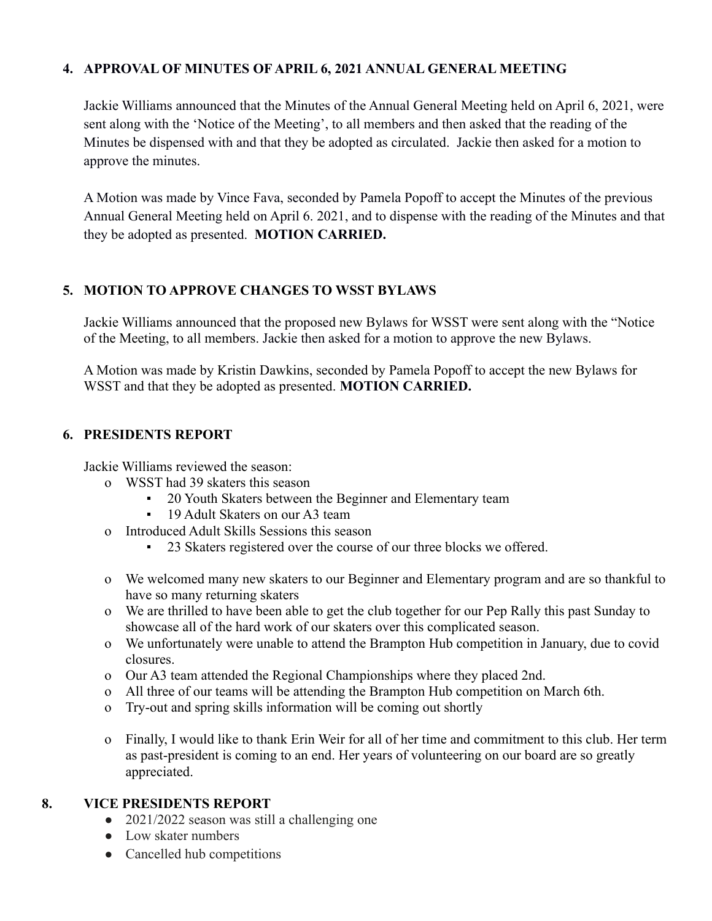## 4. APPROVAL OF MINUTES OF APRIL 6, 2021 ANNUAL GENERAL MEETING

Jackie Williams announced that the Minutes of the Annual General Meeting held on April 6, 2021, were sent along with the 'Notice of the Meeting', to all members and then asked that the reading of the Minutes be dispensed with and that they be adopted as circulated. Jackie then asked for a motion to approve the minutes.

A Motion was made by Vince Fava, seconded by Pamela Popoff to accept the Minutes of the previous Annual General Meeting held on April 6. 2021, and to dispense with the reading of the Minutes and that they be adopted as presented. **MOTION CARRIED.**

## 5. MOTION TO APPROVE CHANGES TO WSST BYLAWS

Jackie Williams announced that the proposed new Bylaws for WSST were sent along with the "Notice of the Meeting, to all members. Jackie then asked for a motion to approve the new Bylaws.

A Motion was made by Kristin Dawkins, seconded by Pamela Popoff to accept the new Bylaws for WSST and that they be adopted as presented. **MOTION CARRIED.**

## 6. PRESIDENTS REPORT

Jackie Williams reviewed the season:

- WSST had 39 skaters this season
  - 20 Youth Skaters between the Beginner and Elementary team
  - 19 Adult Skaters on our A3 team
- Introduced Adult Skills Sessions this season
  - 23 Skaters registered over the course of our three blocks we offered.
- We welcomed many new skaters to our Beginner and Elementary program and are so thankful to have so many returning skaters
- We are thrilled to have been able to get the club together for our Pep Rally this past Sunday to showcase all of the hard work of our skaters over this complicated season.
- We unfortunately were unable to attend the Brampton Hub competition in January, due to covid closures.
- Our A3 team attended the Regional Championships where they placed 2nd.
- All three of our teams will be attending the Brampton Hub competition on March 6th.
- Try-out and spring skills information will be coming out shortly
- Finally, I would like to thank Erin Weir for all of her time and commitment to this club. Her term as past-president is coming to an end. Her years of volunteering on our board are so greatly appreciated.

## 8. VICE PRESIDENTS REPORT

- 2021/2022 season was still a challenging one
- Low skater numbers
- Cancelled hub competitions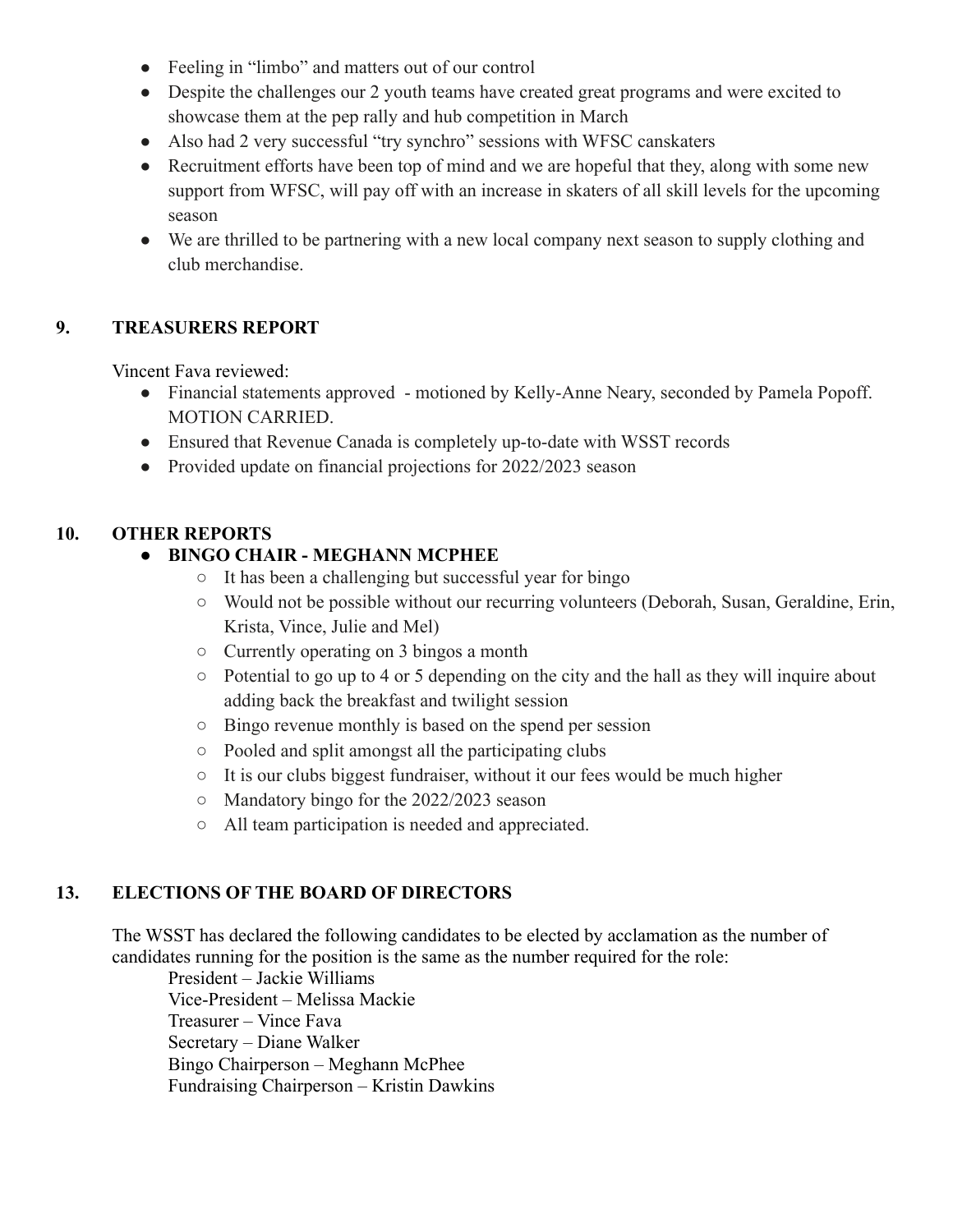- Feeling in "limbo" and matters out of our control
- Despite the challenges our 2 youth teams have created great programs and were excited to showcase them at the pep rally and hub competition in March
- Also had 2 very successful "try synchro" sessions with WFSC canskaters
- Recruitment efforts have been top of mind and we are hopeful that they, along with some new support from WFSC, will pay off with an increase in skaters of all skill levels for the upcoming season
- We are thrilled to be partnering with a new local company next season to supply clothing and club merchandise.

## 9. TREASURERS REPORT

Vincent Fava reviewed:

- Financial statements approved - motioned by Kelly-Anne Neary, seconded by Pamela Popoff. MOTION CARRIED.
- Ensured that Revenue Canada is completely up-to-date with WSST records
- Provided update on financial projections for 2022/2023 season

## 10. OTHER REPORTS

- **BINGO CHAIR - MEGHANN MCPHEE**
  - It has been a challenging but successful year for bingo
  - Would not be possible without our recurring volunteers (Deborah, Susan, Geraldine, Erin, Krista, Vince, Julie and Mel)
  - Currently operating on 3 bingos a month
  - Potential to go up to 4 or 5 depending on the city and the hall as they will inquire about adding back the breakfast and twilight session
  - Bingo revenue monthly is based on the spend per session
  - Pooled and split amongst all the participating clubs
  - It is our clubs biggest fundraiser, without it our fees would be much higher
  - Mandatory bingo for the 2022/2023 season
  - All team participation is needed and appreciated.

## 13. ELECTIONS OF THE BOARD OF DIRECTORS

The WSST has declared the following candidates to be elected by acclamation as the number of candidates running for the position is the same as the number required for the role:

President – Jackie Williams
Vice-President – Melissa Mackie
Treasurer – Vince Fava
Secretary – Diane Walker
Bingo Chairperson – Meghann McPhee
Fundraising Chairperson – Kristin Dawkins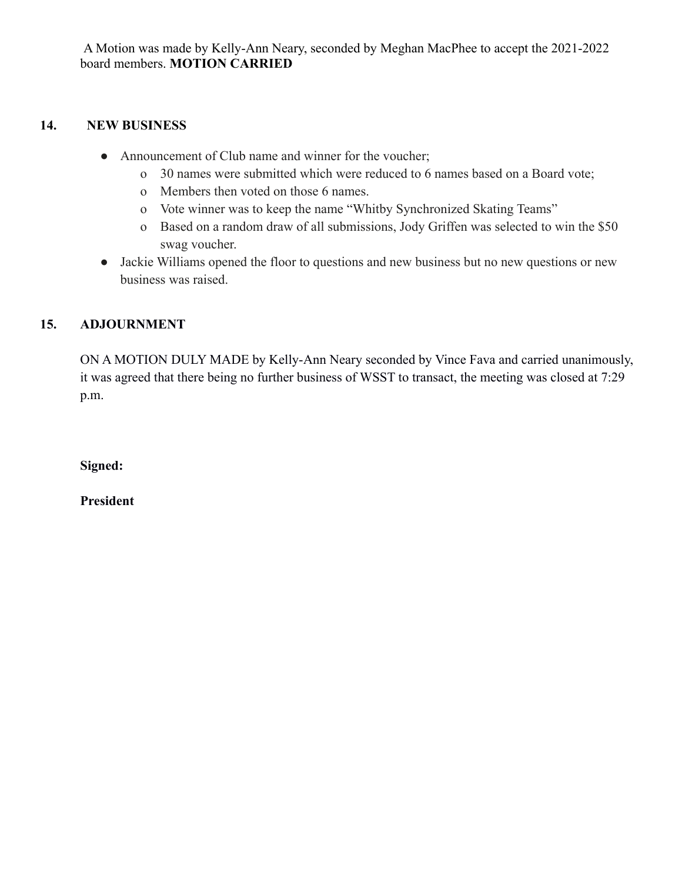A Motion was made by Kelly-Ann Neary, seconded by Meghan MacPhee to accept the 2021-2022 board members. **MOTION CARRIED**

## 14. NEW BUSINESS

- Announcement of Club name and winner for the voucher;
  - 30 names were submitted which were reduced to 6 names based on a Board vote;
  - Members then voted on those 6 names.
  - Vote winner was to keep the name "Whitby Synchronized Skating Teams"
  - Based on a random draw of all submissions, Jody Griffen was selected to win the $50 swag voucher.
- Jackie Williams opened the floor to questions and new business but no new questions or new business was raised.

## 15. ADJOURNMENT

ON A MOTION DULY MADE by Kelly-Ann Neary seconded by Vince Fava and carried unanimously, it was agreed that there being no further business of WSST to transact, the meeting was closed at 7:29 p.m.

**Signed:**

**President**